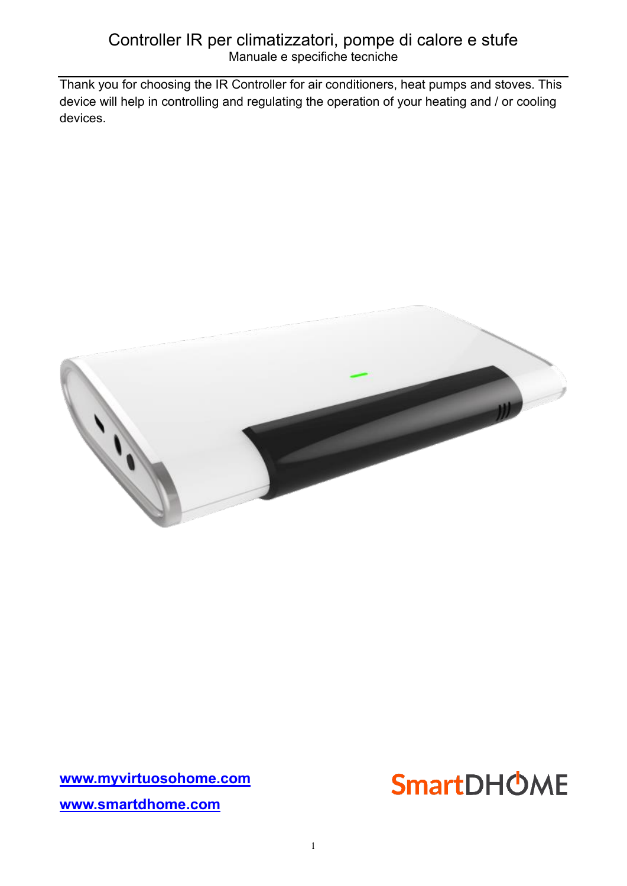# Controller IR per climatizzatori, pompe di calore e stufe

Manuale e specifiche tecniche

Thank you for choosing the IR Controller for air conditioners, heat pumps and stoves. This device will help in controlling and regulating the operation of your heating and / or cooling devices.

**www.myvirtuosohome.com**

**www.smartdhome.com**

SmartDHOME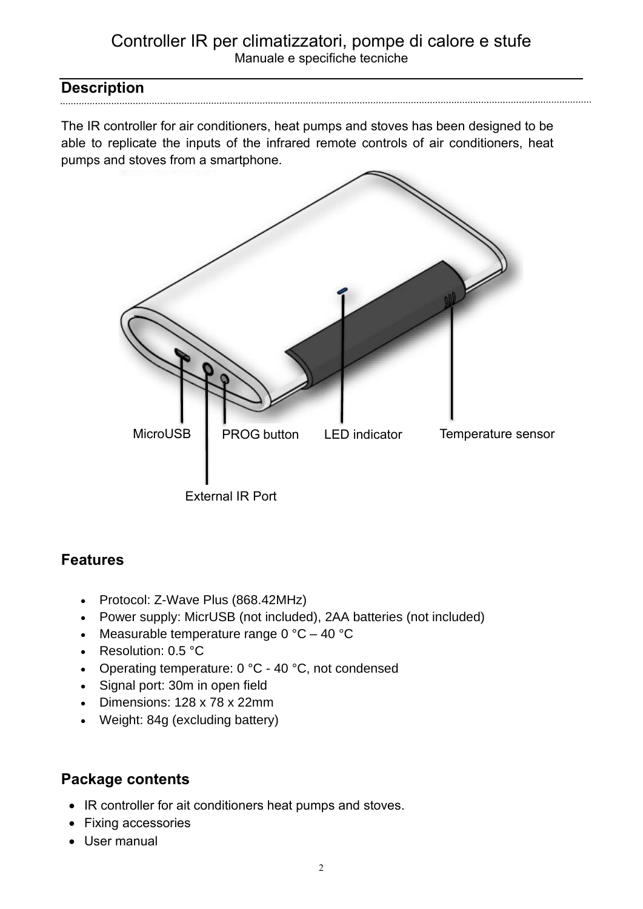# Controller IR per climatizzatori, pompe di calore e stufe

Manuale e specifiche tecniche

## Description

The IR controller for air conditioners, heat pumps and stoves has been designed to be able to replicate the inputs of the infrared remote controls of air conditioners, heat pumps and stoves from a smartphone.

MicroUSB PROG button LED indicator Temperature sensor

External IR Port

## Features

- Protocol: Z-Wave Plus (868.42MHz)
- Power supply: MicrUSB (not included), 2AA batteries (not included)
- Measurable temperature range 0 °C – 40 °C
- Resolution: 0.5 °C
- Operating temperature: 0 °C - 40 °C, not condensed
- Signal port: 30m in open field
- Dimensions: 128 x 78 x 22mm
- Weight: 84g (excluding battery)

## Package contents

- IR controller for ait conditioners heat pumps and stoves.
- Fixing accessories
- User manual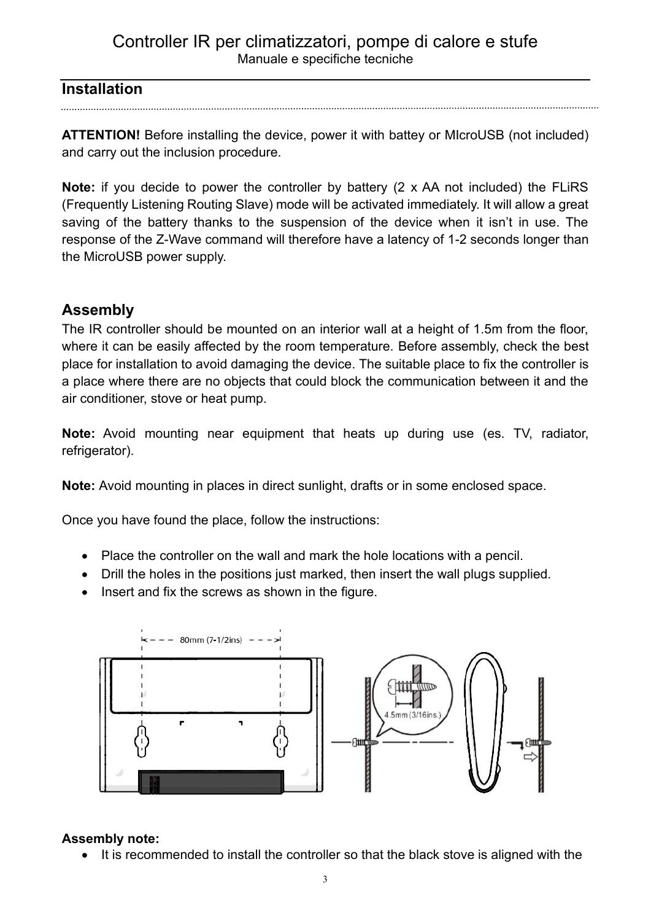## Installation

**ATTENTION!** Before installing the device, power it with battey or MIcroUSB (not included) and carry out the inclusion procedure.

**Note:** if you decide to power the controller by battery (2 x AA not included) the FLiRS (Frequently Listening Routing Slave) mode will be activated immediately. It will allow a great saving of the battery thanks to the suspension of the device when it isn't in use. The response of the Z-Wave command will therefore have a latency of 1-2 seconds longer than the MicroUSB power supply.

## Assembly

The IR controller should be mounted on an interior wall at a height of 1.5m from the floor, where it can be easily affected by the room temperature. Before assembly, check the best place for installation to avoid damaging the device. The suitable place to fix the controller is a place where there are no objects that could block the communication between it and the air conditioner, stove or heat pump.

**Note:** Avoid mounting near equipment that heats up during use (es. TV, radiator, refrigerator).

**Note:** Avoid mounting in places in direct sunlight, drafts or in some enclosed space.

Once you have found the place, follow the instructions:

- Place the controller on the wall and mark the hole locations with a pencil.
- Drill the holes in the positions just marked, then insert the wall plugs supplied.
- Insert and fix the screws as shown in the figure.

80mm (7-1/2ins)

4.5mm (3/16ins.)

**Assembly note:**

- It is recommended to install the controller so that the black stove is aligned with the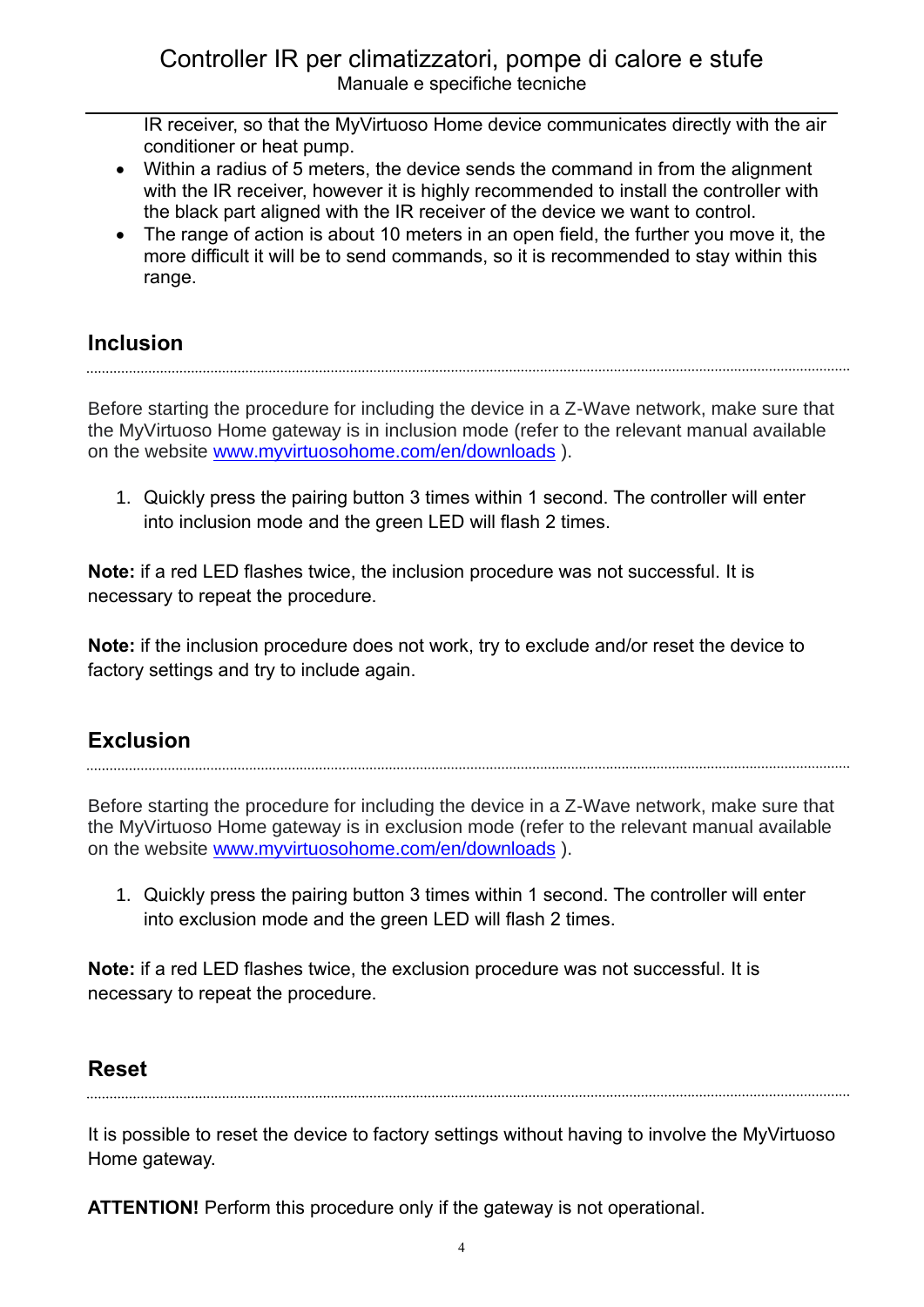IR receiver, so that the MyVirtuoso Home device communicates directly with the air conditioner or heat pump.

- Within a radius of 5 meters, the device sends the command in from the alignment with the IR receiver, however it is highly recommended to install the controller with the black part aligned with the IR receiver of the device we want to control.
- The range of action is about 10 meters in an open field, the further you move it, the more difficult it will be to send commands, so it is recommended to stay within this range.

## Inclusion

Before starting the procedure for including the device in a Z-Wave network, make sure that the MyVirtuoso Home gateway is in inclusion mode (refer to the relevant manual available on the website www.myvirtuosohome.com/en/downloads ).

1. Quickly press the pairing button 3 times within 1 second. The controller will enter into inclusion mode and the green LED will flash 2 times.

**Note:** if a red LED flashes twice, the inclusion procedure was not successful. It is necessary to repeat the procedure.

**Note:** if the inclusion procedure does not work, try to exclude and/or reset the device to factory settings and try to include again.

## Exclusion

Before starting the procedure for including the device in a Z-Wave network, make sure that the MyVirtuoso Home gateway is in exclusion mode (refer to the relevant manual available on the website www.myvirtuosohome.com/en/downloads ).

1. Quickly press the pairing button 3 times within 1 second. The controller will enter into exclusion mode and the green LED will flash 2 times.

**Note:** if a red LED flashes twice, the exclusion procedure was not successful. It is necessary to repeat the procedure.

## Reset

It is possible to reset the device to factory settings without having to involve the MyVirtuoso Home gateway.

**ATTENTION!** Perform this procedure only if the gateway is not operational.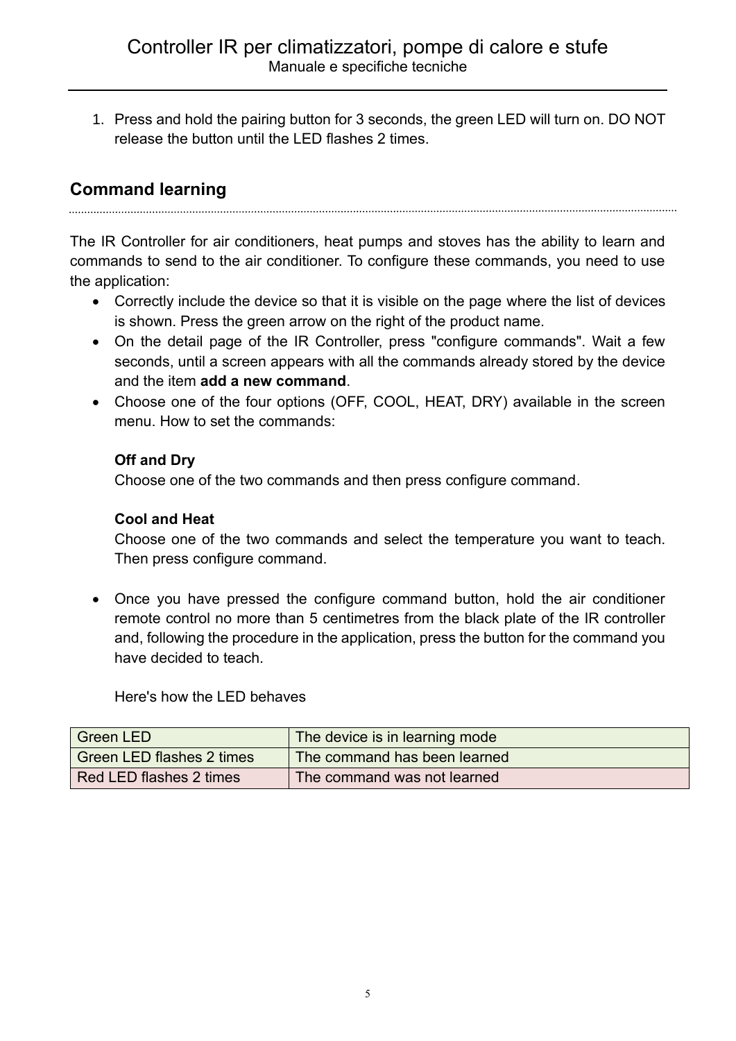1. Press and hold the pairing button for 3 seconds, the green LED will turn on. DO NOT release the button until the LED flashes 2 times.

## Command learning

The IR Controller for air conditioners, heat pumps and stoves has the ability to learn and commands to send to the air conditioner. To configure these commands, you need to use the application:

- Correctly include the device so that it is visible on the page where the list of devices is shown. Press the green arrow on the right of the product name.
- On the detail page of the IR Controller, press "configure commands". Wait a few seconds, until a screen appears with all the commands already stored by the device and the item **add a new command**.
- Choose one of the four options (OFF, COOL, HEAT, DRY) available in the screen menu. How to set the commands:

  **Off and Dry**
  Choose one of the two commands and then press configure command.

  **Cool and Heat**
  Choose one of the two commands and select the temperature you want to teach. Then press configure command.

- Once you have pressed the configure command button, hold the air conditioner remote control no more than 5 centimetres from the black plate of the IR controller and, following the procedure in the application, press the button for the command you have decided to teach.

  Here's how the LED behaves

| | |
|---|---|
| Green LED | The device is in learning mode |
| Green LED flashes 2 times | The command has been learned |
| Red LED flashes 2 times | The command was not learned |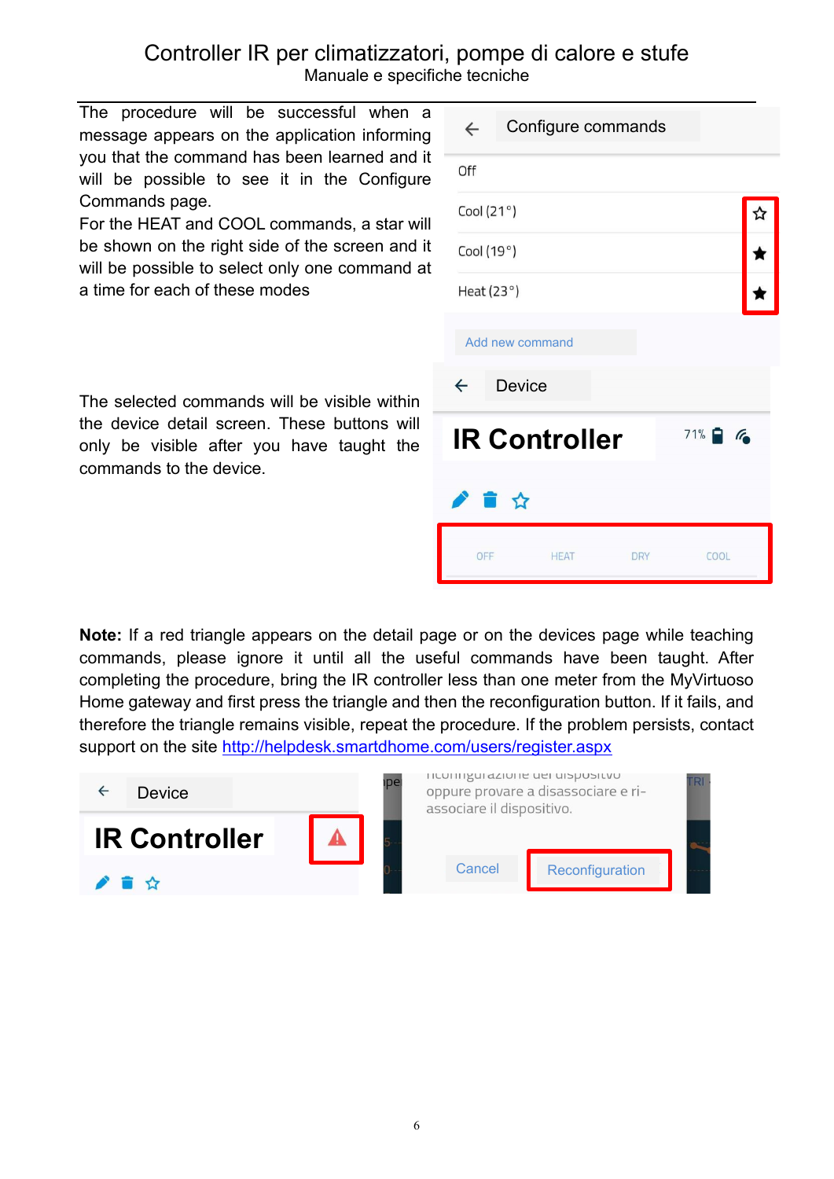The procedure will be successful when a message appears on the application informing you that the command has been learned and it will be possible to see it in the Configure Commands page.
For the HEAT and COOL commands, a star will be shown on the right side of the screen and it will be possible to select only one command at a time for each of these modes

The selected commands will be visible within the device detail screen. These buttons will only be visible after you have taught the commands to the device.

**Note:** If a red triangle appears on the detail page or on the devices page while teaching commands, please ignore it until all the useful commands have been taught. After completing the procedure, bring the IR controller less than one meter from the MyVirtuoso Home gateway and first press the triangle and then the reconfiguration button. If it fails, and therefore the triangle remains visible, repeat the procedure. If the problem persists, contact support on the site [http://helpdesk.smartdhome.com/users/register.aspx](http://helpdesk.smartdhome.com/users/register.aspx)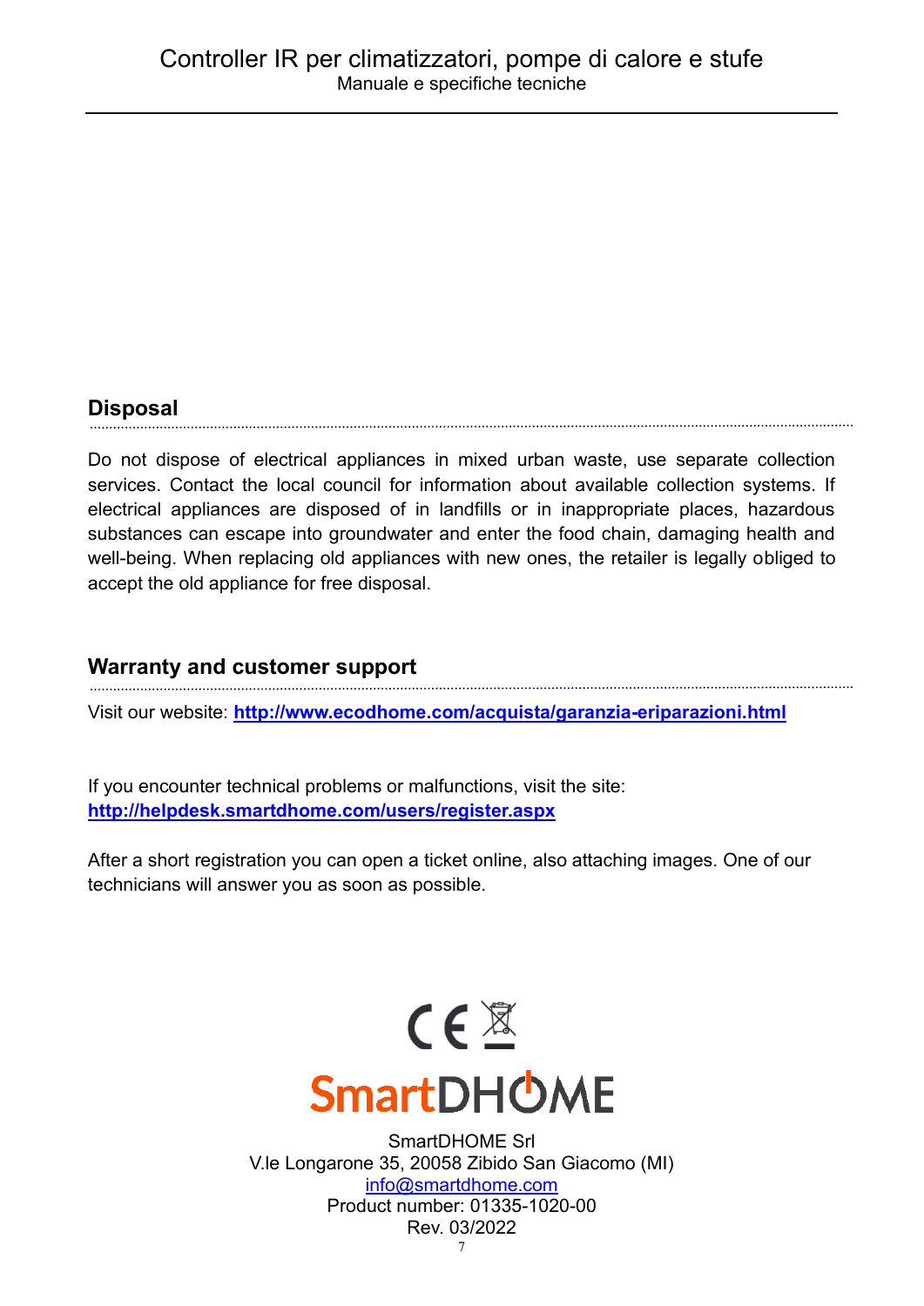## Disposal

Do not dispose of electrical appliances in mixed urban waste, use separate collection services. Contact the local council for information about available collection systems. If electrical appliances are disposed of in landfills or in inappropriate places, hazardous substances can escape into groundwater and enter the food chain, damaging health and well-being. When replacing old appliances with new ones, the retailer is legally obliged to accept the old appliance for free disposal.

## Warranty and customer support

Visit our website: **http://www.ecodhome.com/acquista/garanzia-eriparazioni.html**

If you encounter technical problems or malfunctions, visit the site:
**http://helpdesk.smartdhome.com/users/register.aspx**

After a short registration you can open a ticket online, also attaching images. One of our technicians will answer you as soon as possible.

SmartDHOME Srl
V.le Longarone 35, 20058 Zibido San Giacomo (MI)
info@smartdhome.com
Product number: 01335-1020-00
Rev. 03/2022